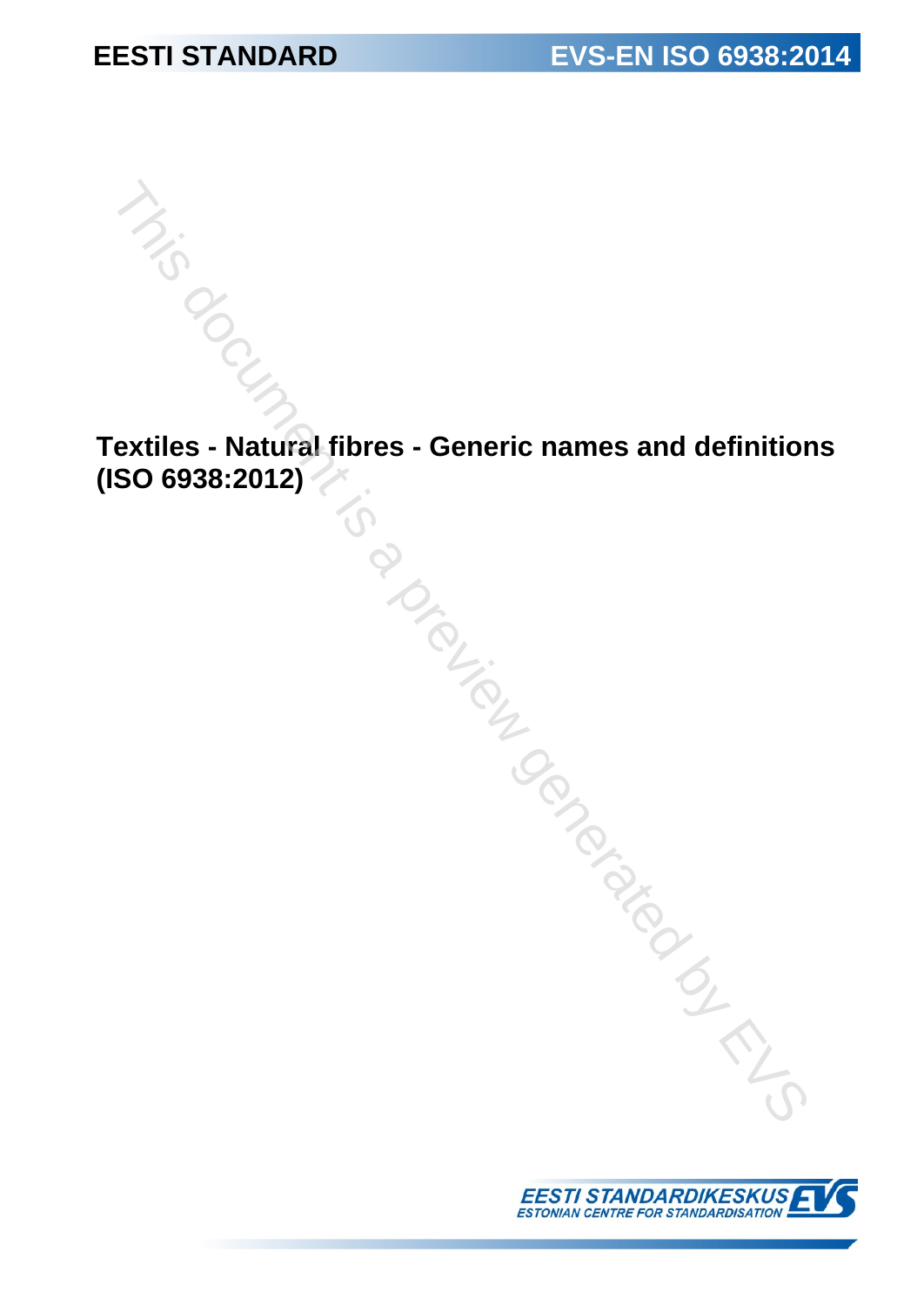EESTI STANDARD

EVS-EN ISO 6938:2014

# Textiles - Natural fibres - Generic names and definitions (ISO 6938:2012)

EESTI STANDARDIKESKUS
ESTONIAN CENTRE FOR STANDARDISATION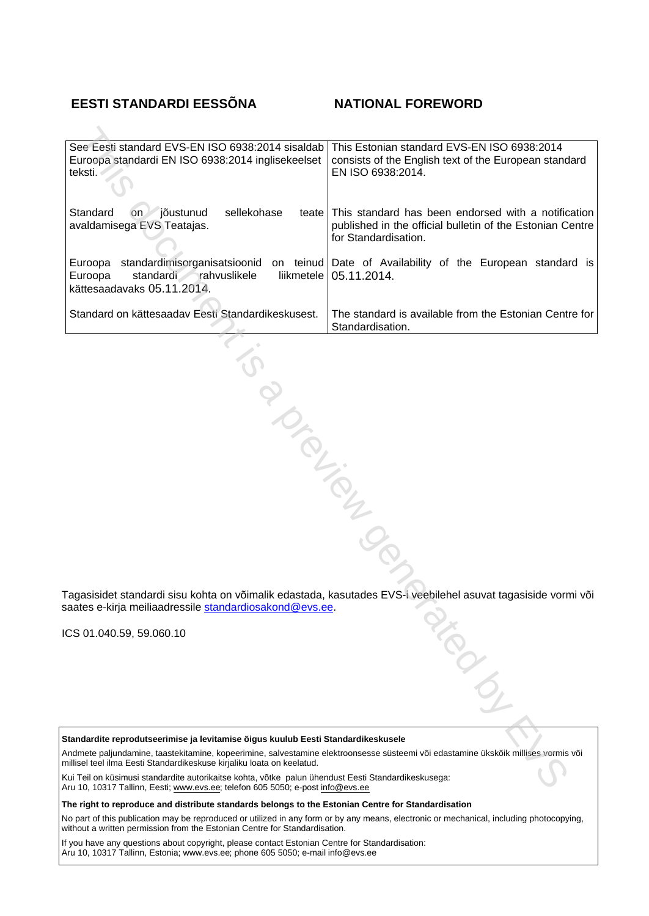| EESTI STANDARDI EESSÕNA | NATIONAL FOREWORD |
|---|---|
| See Eesti standard EVS-EN ISO 6938:2014 sisaldab Euroopa standardi EN ISO 6938:2014 inglisekeelset teksti. | This Estonian standard EVS-EN ISO 6938:2014 consists of the English text of the European standard EN ISO 6938:2014. |
| Standard on jõustunud sellekohase teate avaldamisega EVS Teatajas. | This standard has been endorsed with a notification published in the official bulletin of the Estonian Centre for Standardisation. |
| Euroopa standardimisorganisatsioonid on teinud Euroopa standardi rahvuslikele liikmetele kättesaadavaks 05.11.2014. | Date of Availability of the European standard is 05.11.2014. |
| Standard on kättesaadav Eesti Standardikeskusest. | The standard is available from the Estonian Centre for Standardisation. |

Tagasisidet standardi sisu kohta on võimalik edastada, kasutades EVS-i veebilehel asuvat tagasiside vormi või saates e-kirja meiliaadressile standardiosakond@evs.ee.

ICS 01.040.59, 59.060.10

**Standardite reprodutseerimise ja levitamise õigus kuulub Eesti Standardikeskusele**

Andmete paljundamine, taastekitamine, kopeerimine, salvestamine elektroonsesse süsteemi või edastamine ükskõik millises vormis või millisel teel ilma Eesti Standardikeskuse kirjaliku loata on keelatud.

Kui Teil on küsimusi standardite autorikaitse kohta, võtke palun ühendust Eesti Standardikeskusega:
Aru 10, 10317 Tallinn, Eesti; www.evs.ee; telefon 605 5050; e-post info@evs.ee

**The right to reproduce and distribute standards belongs to the Estonian Centre for Standardisation**

No part of this publication may be reproduced or utilized in any form or by any means, electronic or mechanical, including photocopying, without a written permission from the Estonian Centre for Standardisation.

If you have any questions about copyright, please contact Estonian Centre for Standardisation:
Aru 10, 10317 Tallinn, Estonia; www.evs.ee; phone 605 5050; e-mail info@evs.ee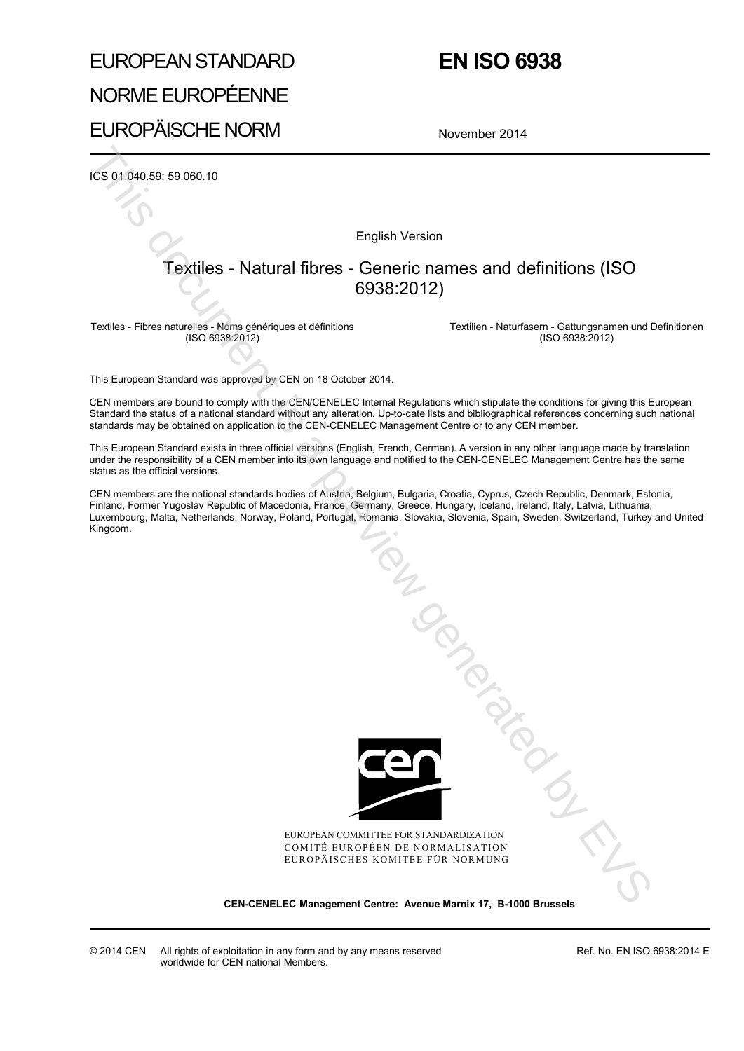# EUROPEAN STANDARD
# NORME EUROPÉENNE
# EUROPÄISCHE NORM

# EN ISO 6938

November 2014

ICS 01.040.59; 59.060.10

English Version

## Textiles - Natural fibres - Generic names and definitions (ISO 6938:2012)

Textiles - Fibres naturelles - Noms génériques et définitions (ISO 6938:2012)

Textilien - Naturfasern - Gattungsnamen und Definitionen (ISO 6938:2012)

This European Standard was approved by CEN on 18 October 2014.

CEN members are bound to comply with the CEN/CENELEC Internal Regulations which stipulate the conditions for giving this European Standard the status of a national standard without any alteration. Up-to-date lists and bibliographical references concerning such national standards may be obtained on application to the CEN-CENELEC Management Centre or to any CEN member.

This European Standard exists in three official versions (English, French, German). A version in any other language made by translation under the responsibility of a CEN member into its own language and notified to the CEN-CENELEC Management Centre has the same status as the official versions.

CEN members are the national standards bodies of Austria, Belgium, Bulgaria, Croatia, Cyprus, Czech Republic, Denmark, Estonia, Finland, Former Yugoslav Republic of Macedonia, France, Germany, Greece, Hungary, Iceland, Ireland, Italy, Latvia, Lithuania, Luxembourg, Malta, Netherlands, Norway, Poland, Portugal, Romania, Slovakia, Slovenia, Spain, Sweden, Switzerland, Turkey and United Kingdom.

EUROPEAN COMMITTEE FOR STANDARDIZATION
COMITÉ EUROPÉEN DE NORMALISATION
EUROPÄISCHES KOMITEE FÜR NORMUNG

**CEN-CENELEC Management Centre: Avenue Marnix 17, B-1000 Brussels**

© 2014 CEN All rights of exploitation in any form and by any means reserved worldwide for CEN national Members.

Ref. No. EN ISO 6938:2014 E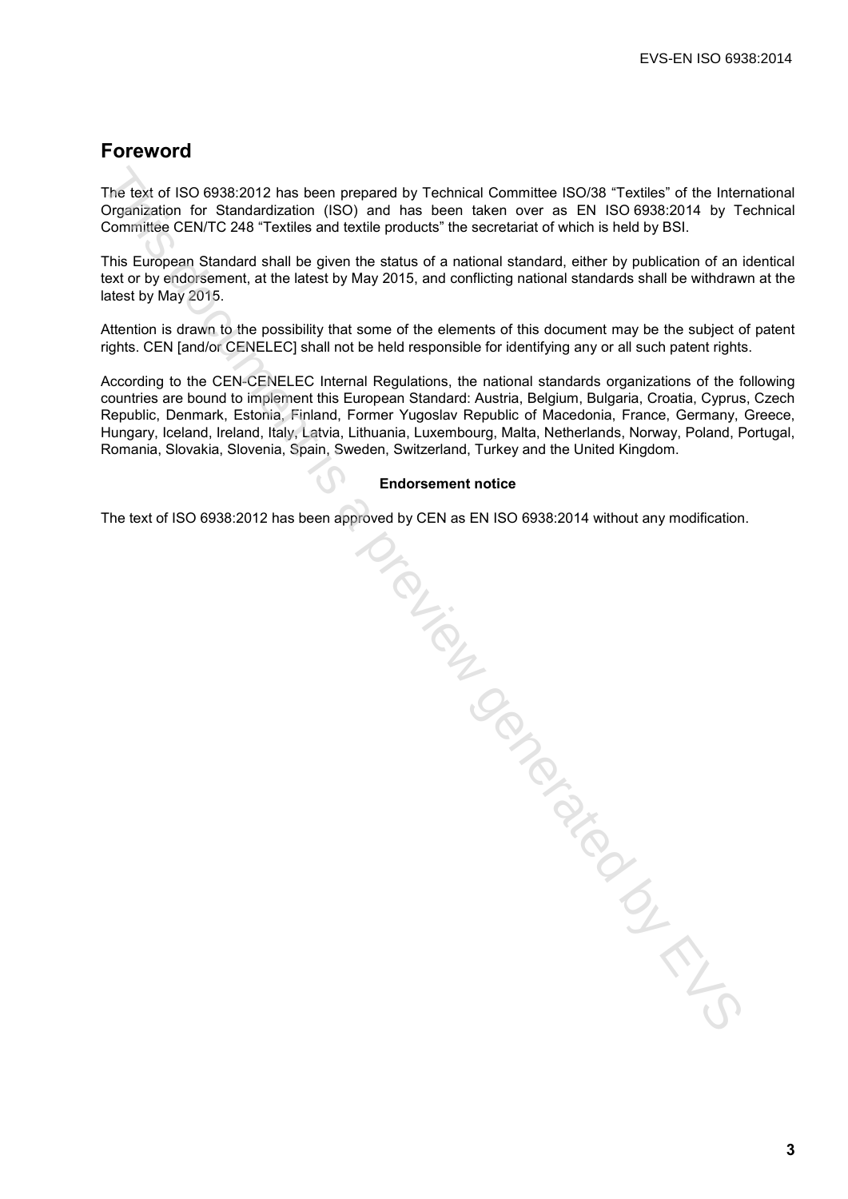## Foreword

The text of ISO 6938:2012 has been prepared by Technical Committee ISO/38 "Textiles" of the International Organization for Standardization (ISO) and has been taken over as EN ISO 6938:2014 by Technical Committee CEN/TC 248 "Textiles and textile products" the secretariat of which is held by BSI.

This European Standard shall be given the status of a national standard, either by publication of an identical text or by endorsement, at the latest by May 2015, and conflicting national standards shall be withdrawn at the latest by May 2015.

Attention is drawn to the possibility that some of the elements of this document may be the subject of patent rights. CEN [and/or CENELEC] shall not be held responsible for identifying any or all such patent rights.

According to the CEN-CENELEC Internal Regulations, the national standards organizations of the following countries are bound to implement this European Standard: Austria, Belgium, Bulgaria, Croatia, Cyprus, Czech Republic, Denmark, Estonia, Finland, Former Yugoslav Republic of Macedonia, France, Germany, Greece, Hungary, Iceland, Ireland, Italy, Latvia, Lithuania, Luxembourg, Malta, Netherlands, Norway, Poland, Portugal, Romania, Slovakia, Slovenia, Spain, Sweden, Switzerland, Turkey and the United Kingdom.

**Endorsement notice**

The text of ISO 6938:2012 has been approved by CEN as EN ISO 6938:2014 without any modification.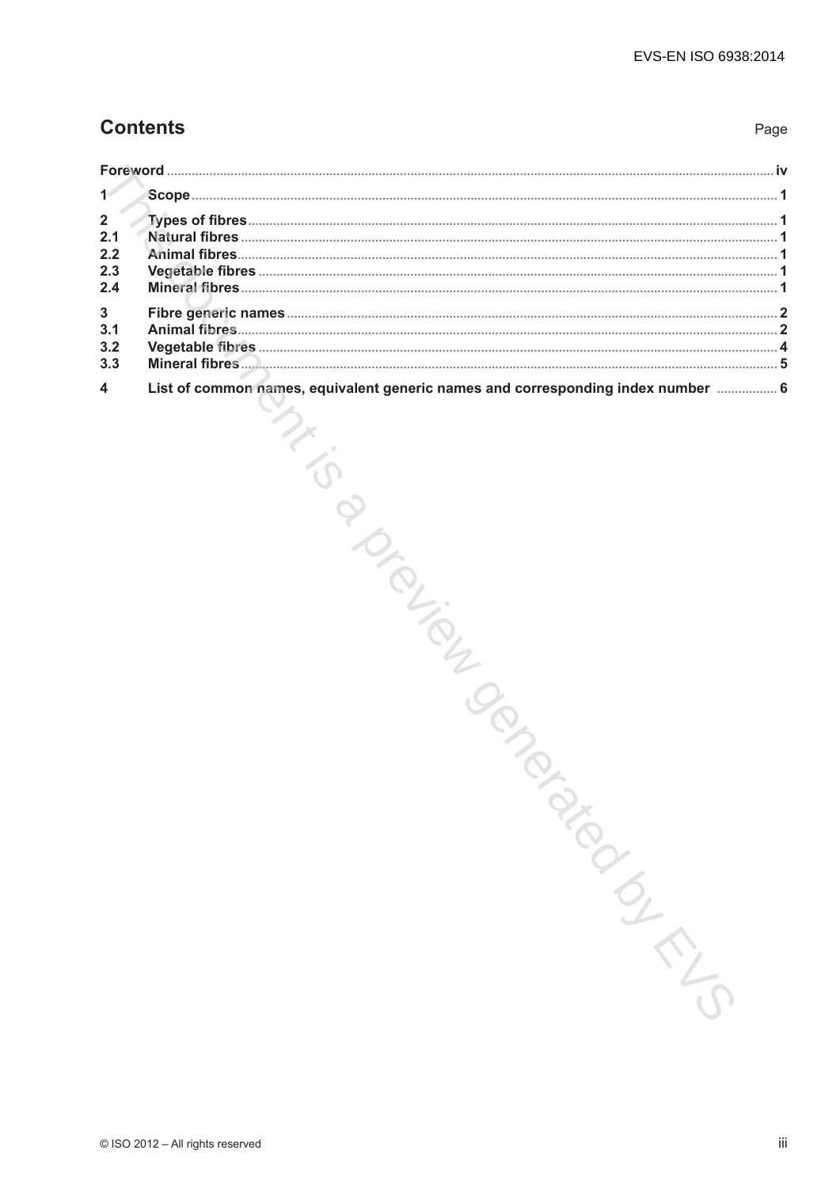## Contents

Page

| | | |
|---|---|---|
| **Foreword** | | **iv** |
| **1** | **Scope** | **1** |
| **2** | **Types of fibres** | **1** |
| **2.1** | **Natural fibres** | **1** |
| **2.2** | **Animal fibres** | **1** |
| **2.3** | **Vegetable fibres** | **1** |
| **2.4** | **Mineral fibres** | **1** |
| **3** | **Fibre generic names** | **2** |
| **3.1** | **Animal fibres** | **2** |
| **3.2** | **Vegetable fibres** | **4** |
| **3.3** | **Mineral fibres** | **5** |
| **4** | **List of common names, equivalent generic names and corresponding index number** | **6** |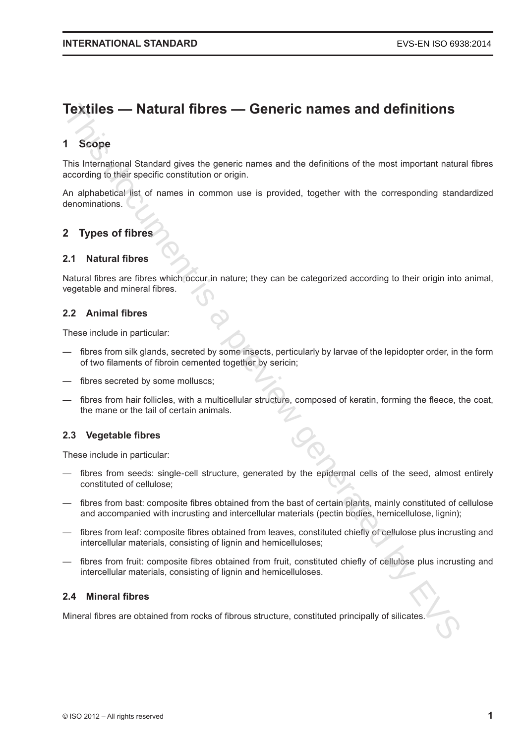# Textiles — Natural fibres — Generic names and definitions

## 1 Scope

This International Standard gives the generic names and the definitions of the most important natural fibres according to their specific constitution or origin.

An alphabetical list of names in common use is provided, together with the corresponding standardized denominations.

## 2 Types of fibres

### 2.1 Natural fibres

Natural fibres are fibres which occur in nature; they can be categorized according to their origin into animal, vegetable and mineral fibres.

### 2.2 Animal fibres

These include in particular:

— fibres from silk glands, secreted by some insects, particularly by larvae of the lepidopter order, in the form of two filaments of fibroin cemented together by sericin;

— fibres secreted by some molluscs;

— fibres from hair follicles, with a multicellular structure, composed of keratin, forming the fleece, the coat, the mane or the tail of certain animals.

### 2.3 Vegetable fibres

These include in particular:

— fibres from seeds: single-cell structure, generated by the epidermal cells of the seed, almost entirely constituted of cellulose;

— fibres from bast: composite fibres obtained from the bast of certain plants, mainly constituted of cellulose and accompanied with incrusting and intercellular materials (pectin bodies, hemicellulose, lignin);

— fibres from leaf: composite fibres obtained from leaves, constituted chiefly of cellulose plus incrusting and intercellular materials, consisting of lignin and hemicelluloses;

— fibres from fruit: composite fibres obtained from fruit, constituted chiefly of cellulose plus incrusting and intercellular materials, consisting of lignin and hemicelluloses.

### 2.4 Mineral fibres

Mineral fibres are obtained from rocks of fibrous structure, constituted principally of silicates.